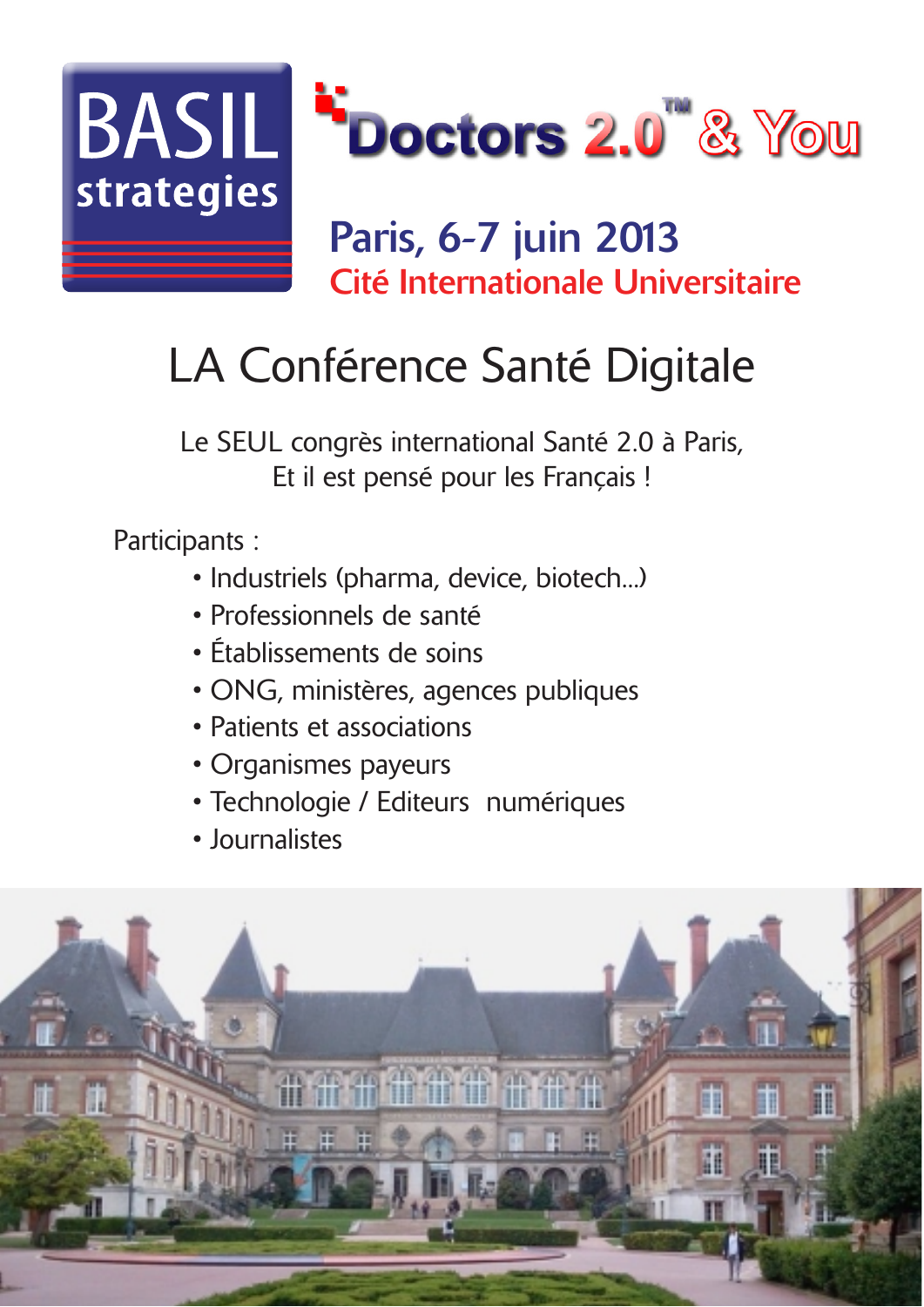BASIL strategies

# Doctors 2.0™ & You

## Paris, 6-7 juin 2013

### Cité Internationale Universitaire

# LA Conférence Santé Digitale

Le SEUL congrès international Santé 2.0 à Paris,
Et il est pensé pour les Français !

Participants :

- Industriels (pharma, device, biotech...)
- Professionnels de santé
- Établissements de soins
- ONG, ministères, agences publiques
- Patients et associations
- Organismes payeurs
- Technologie / Editeurs numériques
- Journalistes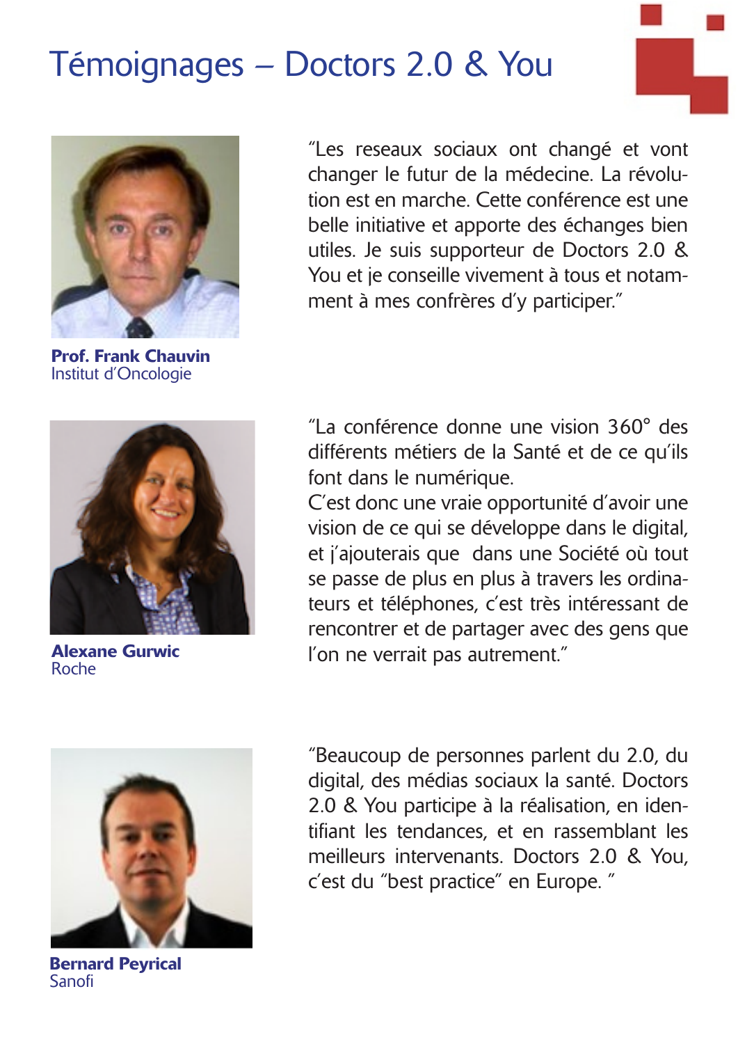# Témoignages – Doctors 2.0 & You

“Les reseaux sociaux ont changé et vont changer le futur de la médecine. La révolution est en marche. Cette conférence est une belle initiative et apporte des échanges bien utiles. Je suis supporteur de Doctors 2.0 & You et je conseille vivement à tous et notamment à mes confrères d'y participer.”

**Prof. Frank Chauvin**
Institut d'Oncologie

“La conférence donne une vision 360° des différents métiers de la Santé et de ce qu'ils font dans le numérique.
C'est donc une vraie opportunité d'avoir une vision de ce qui se développe dans le digital, et j'ajouterais que dans une Société où tout se passe de plus en plus à travers les ordinateurs et téléphones, c'est très intéressant de rencontrer et de partager avec des gens que l'on ne verrait pas autrement.”

**Alexane Gurwic**
Roche

“Beaucoup de personnes parlent du 2.0, du digital, des médias sociaux la santé. Doctors 2.0 & You participe à la réalisation, en identifiant les tendances, et en rassemblant les meilleurs intervenants. Doctors 2.0 & You, c'est du “best practice” en Europe. ”

**Bernard Peyrical**
Sanofi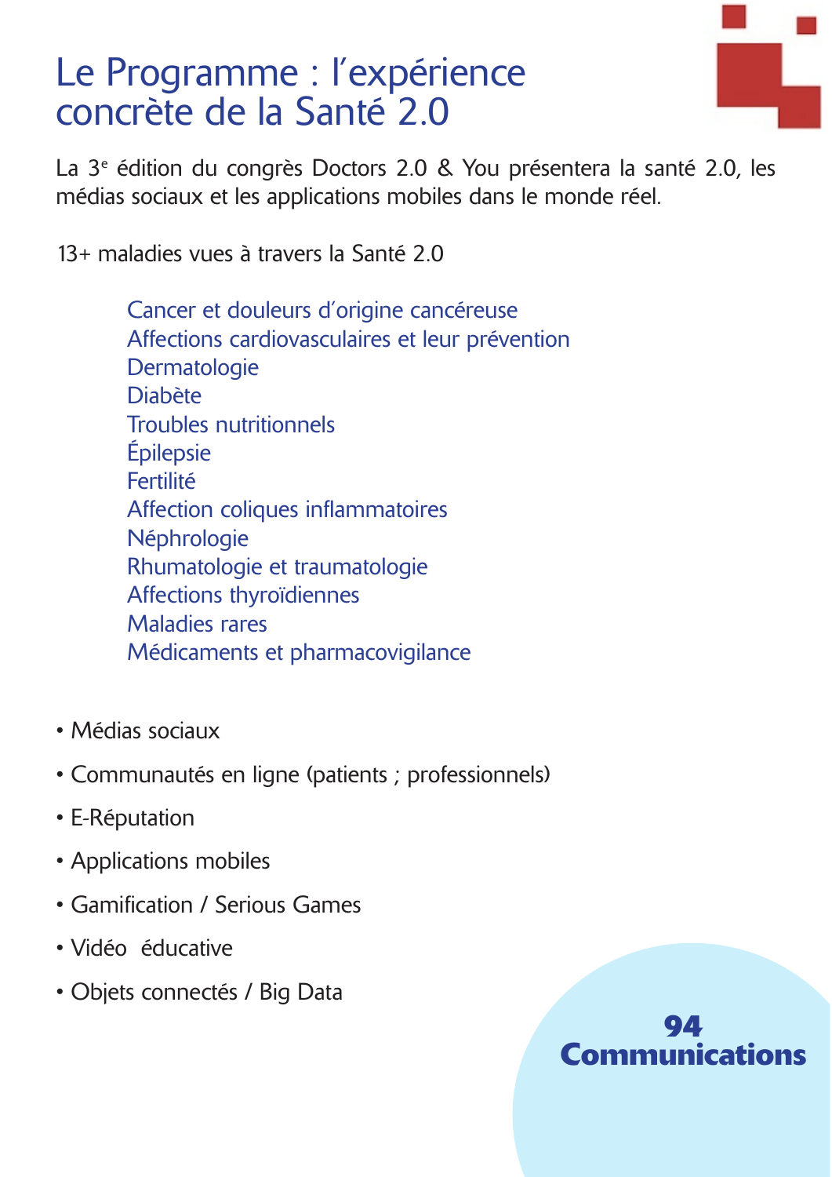# Le Programme : l'expérience concrète de la Santé 2.0

La 3e édition du congrès Doctors 2.0 & You présentera la santé 2.0, les médias sociaux et les applications mobiles dans le monde réel.

13+ maladies vues à travers la Santé 2.0

- Cancer et douleurs d'origine cancéreuse
- Affections cardiovasculaires et leur prévention
- Dermatologie
- Diabète
- Troubles nutritionnels
- Épilepsie
- Fertilité
- Affection coliques inflammatoires
- Néphrologie
- Rhumatologie et traumatologie
- Affections thyroïdiennes
- Maladies rares
- Médicaments et pharmacovigilance

- Médias sociaux
- Communautés en ligne (patients ; professionnels)
- E-Réputation
- Applications mobiles
- Gamification / Serious Games
- Vidéo éducative
- Objets connectés / Big Data

**94 Communications**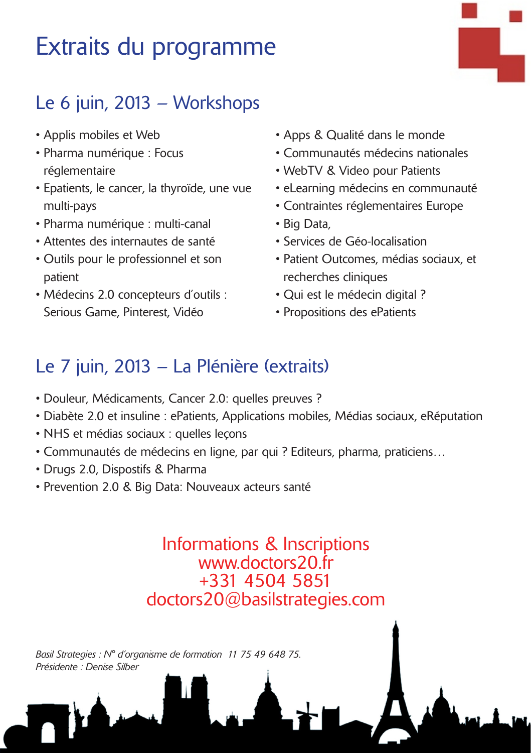# Extraits du programme

## Le 6 juin, 2013 – Workshops

- Applis mobiles et Web
- Pharma numérique : Focus réglementaire
- Epatients, le cancer, la thyroïde, une vue multi-pays
- Pharma numérique : multi-canal
- Attentes des internautes de santé
- Outils pour le professionnel et son patient
- Médecins 2.0 concepteurs d'outils : Serious Game, Pinterest, Vidéo
- Apps & Qualité dans le monde
- Communautés médecins nationales
- WebTV & Video pour Patients
- eLearning médecins en communauté
- Contraintes réglementaires Europe
- Big Data,
- Services de Géo-localisation
- Patient Outcomes, médias sociaux, et recherches cliniques
- Qui est le médecin digital ?
- Propositions des ePatients

## Le 7 juin, 2013 – La Plénière (extraits)

- Douleur, Médicaments, Cancer 2.0: quelles preuves ?
- Diabète 2.0 et insuline : ePatients, Applications mobiles, Médias sociaux, eRéputation
- NHS et médias sociaux : quelles leçons
- Communautés de médecins en ligne, par qui ? Editeurs, pharma, praticiens…
- Drugs 2.0, Dispostifs & Pharma
- Prevention 2.0 & Big Data: Nouveaux acteurs santé

Informations & Inscriptions
www.doctors20.fr
+331 4504 5851
doctors20@basilstrategies.com

*Basil Strategies : N° d'organisme de formation 11 75 49 648 75.*
*Présidente : Denise Silber*